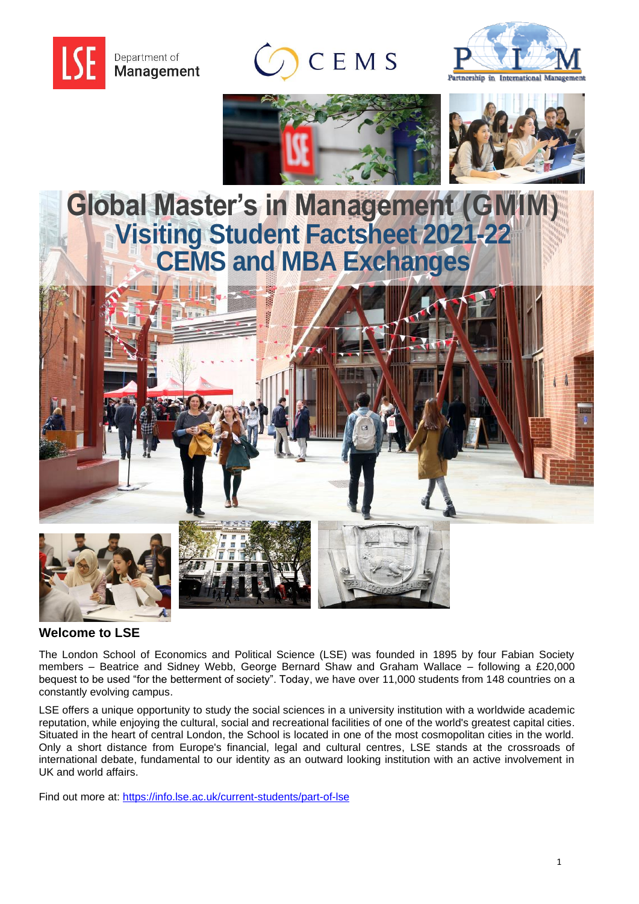# Global Master's in Management (GMiM)

## Visiting Student Factsheet 2021-22

## CEMS and MBA Exchanges

### Welcome to LSE

The London School of Economics and Political Science (LSE) was founded in 1895 by four Fabian Society members – Beatrice and Sidney Webb, George Bernard Shaw and Graham Wallace – following a £20,000 bequest to be used "for the betterment of society". Today, we have over 11,000 students from 148 countries on a constantly evolving campus.

LSE offers a unique opportunity to study the social sciences in a university institution with a worldwide academic reputation, while enjoying the cultural, social and recreational facilities of one of the world's greatest capital cities. Situated in the heart of central London, the School is located in one of the most cosmopolitan cities in the world. Only a short distance from Europe's financial, legal and cultural centres, LSE stands at the crossroads of international debate, fundamental to our identity as an outward looking institution with an active involvement in UK and world affairs.

Find out more at: https://info.lse.ac.uk/current-students/part-of-lse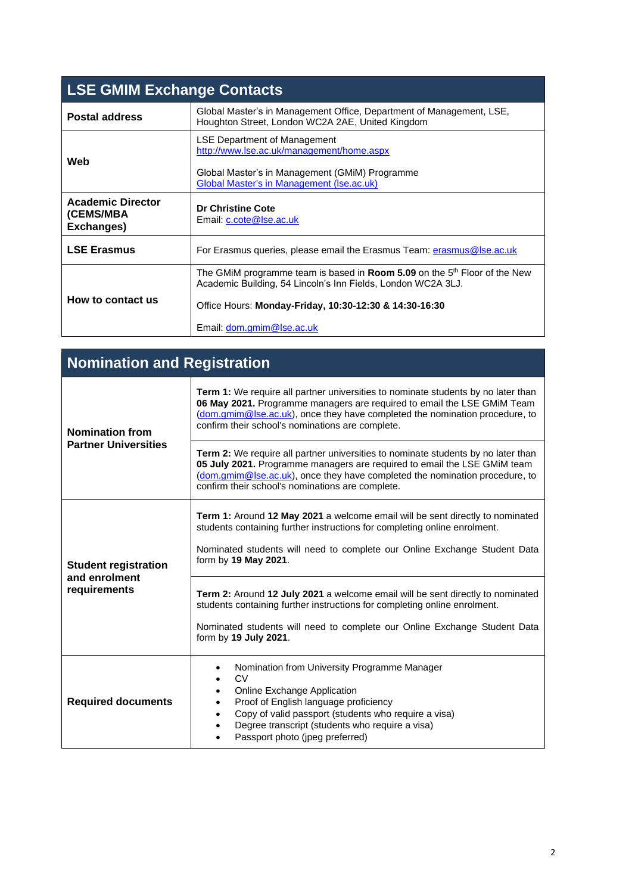## LSE GMIM Exchange Contacts

| | |
|---|---|
| **Postal address** | Global Master's in Management Office, Department of Management, LSE, Houghton Street, London WC2A 2AE, United Kingdom |
| **Web** | LSE Department of Management<br>[http://www.lse.ac.uk/management/home.aspx](http://www.lse.ac.uk/management/home.aspx)<br><br>Global Master's in Management (GMiM) Programme<br>[Global Master's in Management (lse.ac.uk)](https://www.lse.ac.uk) |
| **Academic Director (CEMS/MBA Exchanges)** | **Dr Christine Cote**<br>Email: [c.cote@lse.ac.uk](mailto:c.cote@lse.ac.uk) |
| **LSE Erasmus** | For Erasmus queries, please email the Erasmus Team: [erasmus@lse.ac.uk](mailto:erasmus@lse.ac.uk) |
| **How to contact us** | The GMiM programme team is based in **Room 5.09** on the 5th Floor of the New Academic Building, 54 Lincoln's Inn Fields, London WC2A 3LJ.<br><br>Office Hours: **Monday-Friday, 10:30-12:30 & 14:30-16:30**<br><br>Email: [dom.gmim@lse.ac.uk](mailto:dom.gmim@lse.ac.uk) |

## Nomination and Registration

| | |
|---|---|
| **Nomination from Partner Universities** | **Term 1:** We require all partner universities to nominate students by no later than **06 May 2021.** Programme managers are required to email the LSE GMiM Team ([dom.gmim@lse.ac.uk](mailto:dom.gmim@lse.ac.uk)), once they have completed the nomination procedure, to confirm their school's nominations are complete. |
| | **Term 2:** We require all partner universities to nominate students by no later than **05 July 2021.** Programme managers are required to email the LSE GMiM team ([dom.gmim@lse.ac.uk](mailto:dom.gmim@lse.ac.uk)), once they have completed the nomination procedure, to confirm their school's nominations are complete. |
| **Student registration and enrolment requirements** | **Term 1:** Around **12 May 2021** a welcome email will be sent directly to nominated students containing further instructions for completing online enrolment.<br><br>Nominated students will need to complete our Online Exchange Student Data form by **19 May 2021**. |
| | **Term 2:** Around **12 July 2021** a welcome email will be sent directly to nominated students containing further instructions for completing online enrolment.<br><br>Nominated students will need to complete our Online Exchange Student Data form by **19 July 2021**. |
| **Required documents** | • Nomination from University Programme Manager<br>• CV<br>• Online Exchange Application<br>• Proof of English language proficiency<br>• Copy of valid passport (students who require a visa)<br>• Degree transcript (students who require a visa)<br>• Passport photo (jpeg preferred) |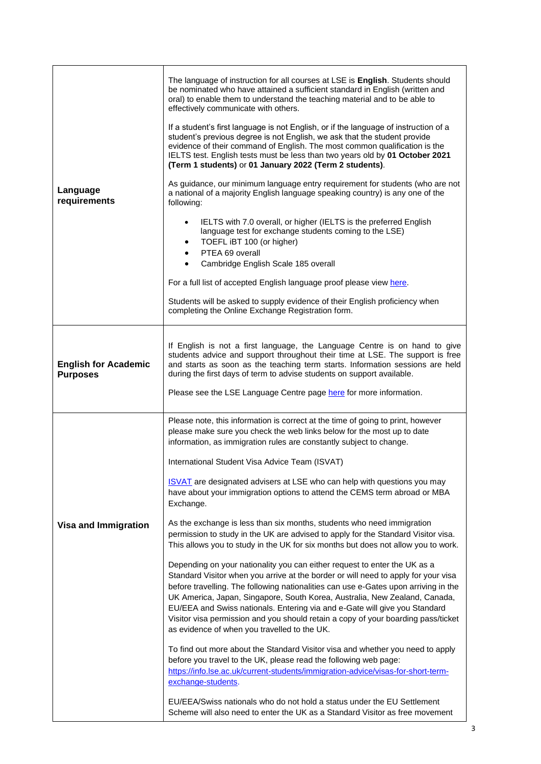| | |
|---|---|
| **Language requirements** | The language of instruction for all courses at LSE is **English**. Students should be nominated who have attained a sufficient standard in English (written and oral) to enable them to understand the teaching material and to be able to effectively communicate with others.<br><br>If a student's first language is not English, or if the language of instruction of a student's previous degree is not English, we ask that the student provide evidence of their command of English. The most common qualification is the IELTS test. English tests must be less than two years old by **01 October 2021 (Term 1 students)** or **01 January 2022 (Term 2 students)**.<br><br>As guidance, our minimum language entry requirement for students (who are not a national of a majority English language speaking country) is any one of the following:<br><br>• IELTS with 7.0 overall, or higher (IELTS is the preferred English language test for exchange students coming to the LSE)<br>• TOEFL iBT 100 (or higher)<br>• PTEA 69 overall<br>• Cambridge English Scale 185 overall<br><br>For a full list of accepted English language proof please view here.<br><br>Students will be asked to supply evidence of their English proficiency when completing the Online Exchange Registration form. |
| **English for Academic Purposes** | If English is not a first language, the Language Centre is on hand to give students advice and support throughout their time at LSE. The support is free and starts as soon as the teaching term starts. Information sessions are held during the first days of term to advise students on support available.<br><br>Please see the LSE Language Centre page here for more information. |
| **Visa and Immigration** | Please note, this information is correct at the time of going to print, however please make sure you check the web links below for the most up to date information, as immigration rules are constantly subject to change.<br><br>International Student Visa Advice Team (ISVAT)<br><br>ISVAT are designated advisers at LSE who can help with questions you may have about your immigration options to attend the CEMS term abroad or MBA Exchange.<br><br>As the exchange is less than six months, students who need immigration permission to study in the UK are advised to apply for the Standard Visitor visa. This allows you to study in the UK for six months but does not allow you to work.<br><br>Depending on your nationality you can either request to enter the UK as a Standard Visitor when you arrive at the border or will need to apply for your visa before travelling. The following nationalities can use e-Gates upon arriving in the UK America, Japan, Singapore, South Korea, Australia, New Zealand, Canada, EU/EEA and Swiss nationals. Entering via and e-Gate will give you Standard Visitor visa permission and you should retain a copy of your boarding pass/ticket as evidence of when you travelled to the UK.<br><br>To find out more about the Standard Visitor visa and whether you need to apply before you travel to the UK, please read the following web page: https://info.lse.ac.uk/current-students/immigration-advice/visas-for-short-term-exchange-students.<br><br>EU/EEA/Swiss nationals who do not hold a status under the EU Settlement Scheme will also need to enter the UK as a Standard Visitor as free movement |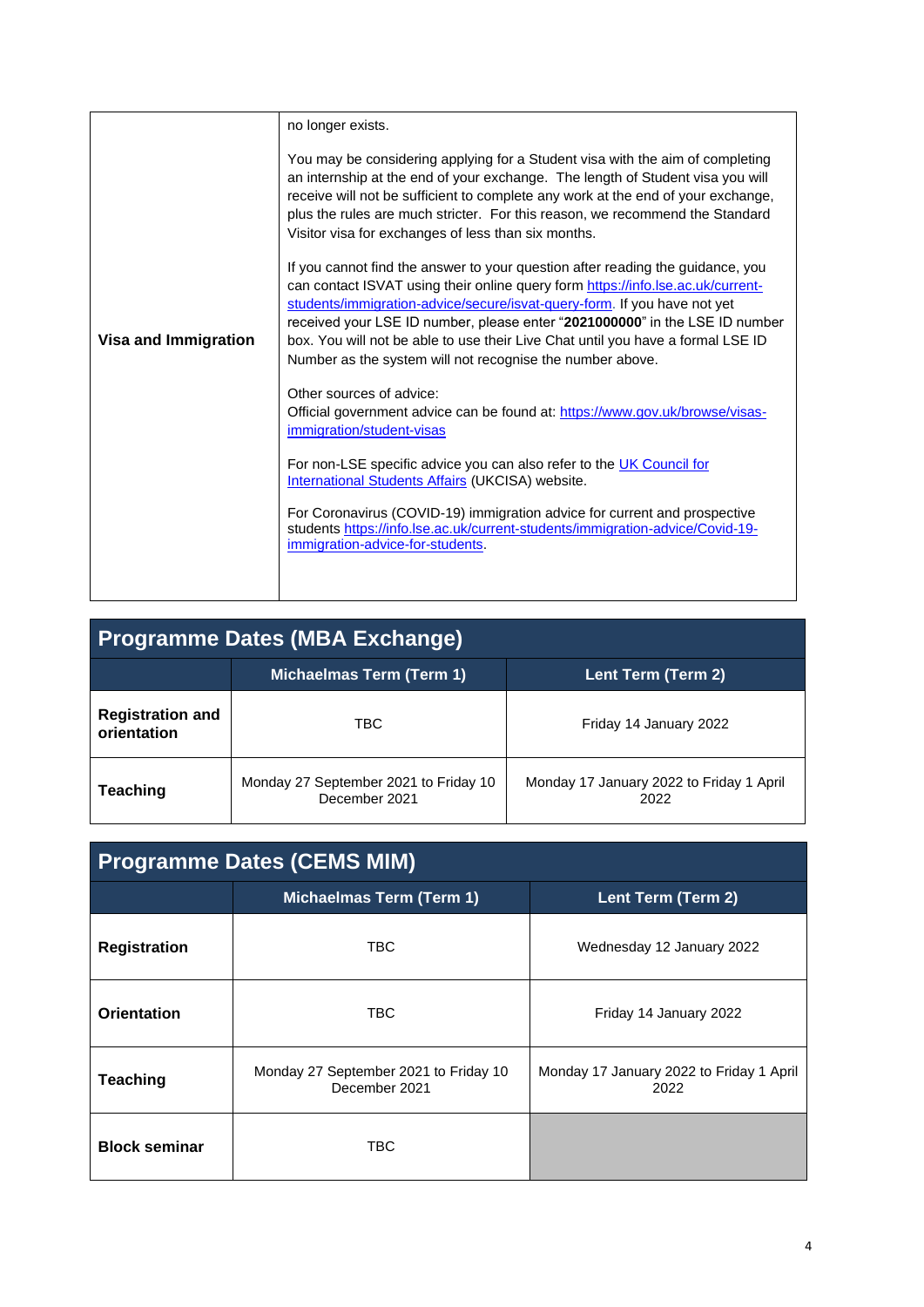| | |
|---|---|
| **Visa and Immigration** | no longer exists.<br><br>You may be considering applying for a Student visa with the aim of completing an internship at the end of your exchange. The length of Student visa you will receive will not be sufficient to complete any work at the end of your exchange, plus the rules are much stricter. For this reason, we recommend the Standard Visitor visa for exchanges of less than six months.<br><br>If you cannot find the answer to your question after reading the guidance, you can contact ISVAT using their online query form [https://info.lse.ac.uk/current-students/immigration-advice/secure/isvat-query-form](https://info.lse.ac.uk/current-students/immigration-advice/secure/isvat-query-form). If you have not yet received your LSE ID number, please enter "**2021000000**" in the LSE ID number box. You will not be able to use their Live Chat until you have a formal LSE ID Number as the system will not recognise the number above.<br><br>Other sources of advice:<br>Official government advice can be found at: [https://www.gov.uk/browse/visas-immigration/student-visas](https://www.gov.uk/browse/visas-immigration/student-visas)<br><br>For non-LSE specific advice you can also refer to the [UK Council for International Students Affairs](#) (UKCISA) website.<br><br>For Coronavirus (COVID-19) immigration advice for current and prospective students [https://info.lse.ac.uk/current-students/immigration-advice/Covid-19-immigration-advice-for-students](https://info.lse.ac.uk/current-students/immigration-advice/Covid-19-immigration-advice-for-students). |

## Programme Dates (MBA Exchange)

| | Michaelmas Term (Term 1) | Lent Term (Term 2) |
|---|---|---|
| **Registration and orientation** | TBC | Friday 14 January 2022 |
| **Teaching** | Monday 27 September 2021 to Friday 10 December 2021 | Monday 17 January 2022 to Friday 1 April 2022 |

## Programme Dates (CEMS MIM)

| | Michaelmas Term (Term 1) | Lent Term (Term 2) |
|---|---|---|
| **Registration** | TBC | Wednesday 12 January 2022 |
| **Orientation** | TBC | Friday 14 January 2022 |
| **Teaching** | Monday 27 September 2021 to Friday 10 December 2021 | Monday 17 January 2022 to Friday 1 April 2022 |
| **Block seminar** | TBC | |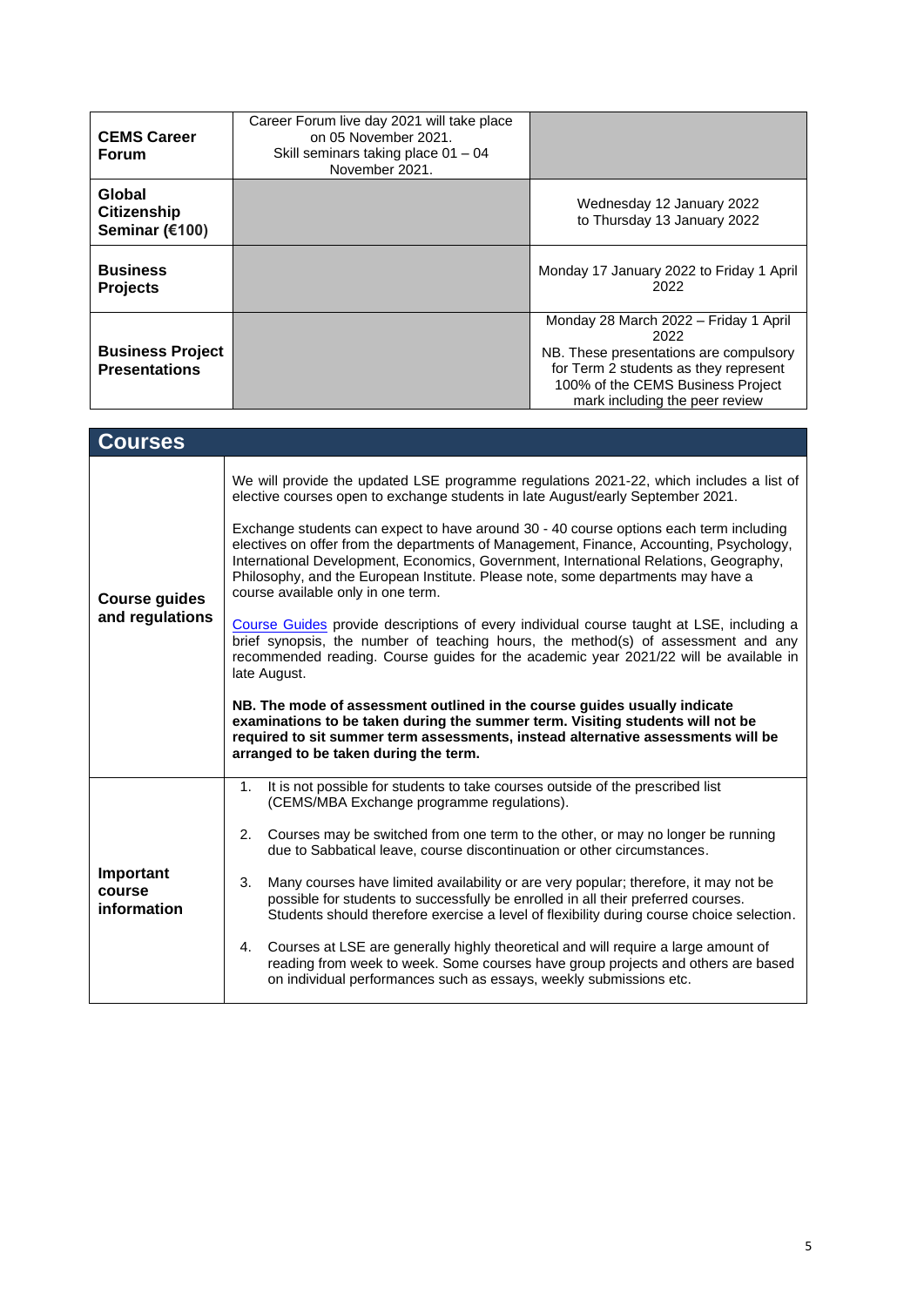| | | |
|---|---|---|
| **CEMS Career Forum** | Career Forum live day 2021 will take place on 05 November 2021. Skill seminars taking place 01 – 04 November 2021. | |
| **Global Citizenship Seminar (€100)** | | Wednesday 12 January 2022 to Thursday 13 January 2022 |
| **Business Projects** | | Monday 17 January 2022 to Friday 1 April 2022 |
| **Business Project Presentations** | | Monday 28 March 2022 – Friday 1 April 2022<br>NB. These presentations are compulsory for Term 2 students as they represent 100% of the CEMS Business Project mark including the peer review |

## Courses

| | |
|---|---|
| **Course guides and regulations** | We will provide the updated LSE programme regulations 2021-22, which includes a list of elective courses open to exchange students in late August/early September 2021.<br><br>Exchange students can expect to have around 30 - 40 course options each term including electives on offer from the departments of Management, Finance, Accounting, Psychology, International Development, Economics, Government, International Relations, Geography, Philosophy, and the European Institute. Please note, some departments may have a course available only in one term.<br><br>Course Guides provide descriptions of every individual course taught at LSE, including a brief synopsis, the number of teaching hours, the method(s) of assessment and any recommended reading. Course guides for the academic year 2021/22 will be available in late August.<br><br>**NB. The mode of assessment outlined in the course guides usually indicate examinations to be taken during the summer term. Visiting students will not be required to sit summer term assessments, instead alternative assessments will be arranged to be taken during the term.** |
| **Important course information** | 1. It is not possible for students to take courses outside of the prescribed list (CEMS/MBA Exchange programme regulations).<br><br>2. Courses may be switched from one term to the other, or may no longer be running due to Sabbatical leave, course discontinuation or other circumstances.<br><br>3. Many courses have limited availability or are very popular; therefore, it may not be possible for students to successfully be enrolled in all their preferred courses. Students should therefore exercise a level of flexibility during course choice selection.<br><br>4. Courses at LSE are generally highly theoretical and will require a large amount of reading from week to week. Some courses have group projects and others are based on individual performances such as essays, weekly submissions etc. |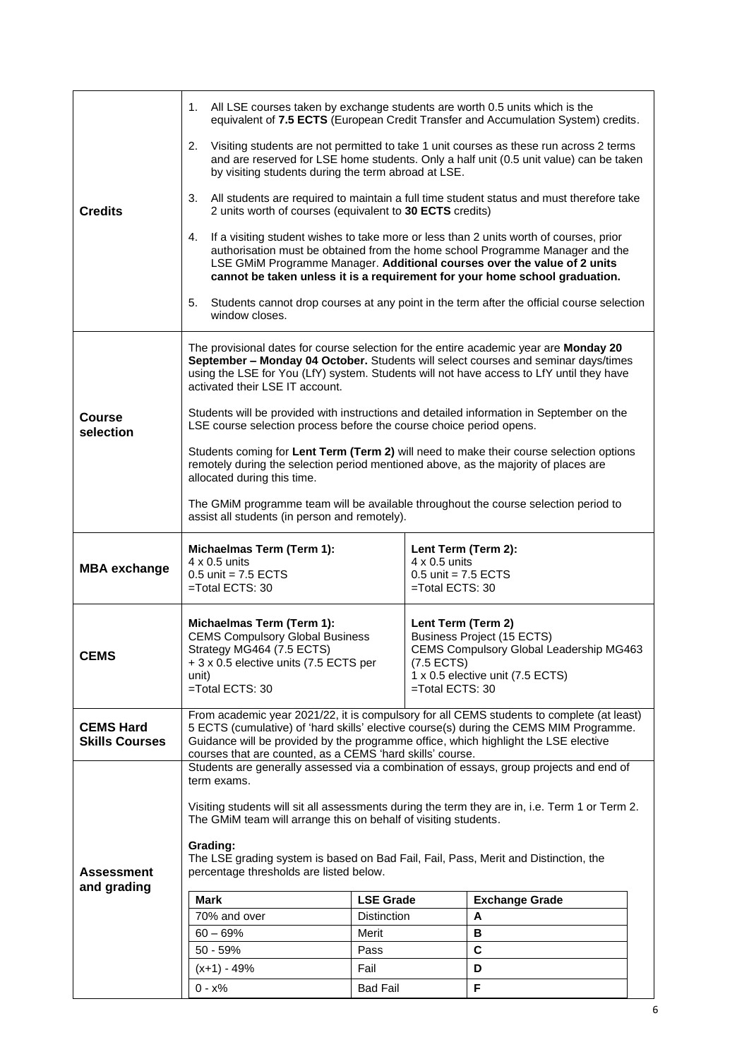| | |
|---|---|
| **Credits** | 1. All LSE courses taken by exchange students are worth 0.5 units which is the equivalent of **7.5 ECTS** (European Credit Transfer and Accumulation System) credits.<br><br>2. Visiting students are not permitted to take 1 unit courses as these run across 2 terms and are reserved for LSE home students. Only a half unit (0.5 unit value) can be taken by visiting students during the term abroad at LSE.<br><br>3. All students are required to maintain a full time student status and must therefore take 2 units worth of courses (equivalent to **30 ECTS** credits)<br><br>4. If a visiting student wishes to take more or less than 2 units worth of courses, prior authorisation must be obtained from the home school Programme Manager and the LSE GMiM Programme Manager. **Additional courses over the value of 2 units cannot be taken unless it is a requirement for your home school graduation.**<br><br>5. Students cannot drop courses at any point in the term after the official course selection window closes. |
| **Course selection** | The provisional dates for course selection for the entire academic year are **Monday 20 September – Monday 04 October.** Students will select courses and seminar days/times using the LSE for You (LfY) system. Students will not have access to LfY until they have activated their LSE IT account.<br><br>Students will be provided with instructions and detailed information in September on the LSE course selection process before the course choice period opens.<br><br>Students coming for **Lent Term (Term 2)** will need to make their course selection options remotely during the selection period mentioned above, as the majority of places are allocated during this time.<br><br>The GMiM programme team will be available throughout the course selection period to assist all students (in person and remotely). |
| **MBA exchange** | **Michaelmas Term (Term 1):**<br>4 x 0.5 units<br>0.5 unit = 7.5 ECTS<br>=Total ECTS: 30<br><br>**Lent Term (Term 2):**<br>4 x 0.5 units<br>0.5 unit = 7.5 ECTS<br>=Total ECTS: 30 |
| **CEMS** | **Michaelmas Term (Term 1):**<br>CEMS Compulsory Global Business Strategy MG464 (7.5 ECTS)<br>+ 3 x 0.5 elective units (7.5 ECTS per unit)<br>=Total ECTS: 30<br><br>**Lent Term (Term 2)**<br>Business Project (15 ECTS)<br>CEMS Compulsory Global Leadership MG463 (7.5 ECTS)<br>1 x 0.5 elective unit (7.5 ECTS)<br>=Total ECTS: 30 |
| **CEMS Hard Skills Courses** | From academic year 2021/22, it is compulsory for all CEMS students to complete (at least) 5 ECTS (cumulative) of 'hard skills' elective course(s) during the CEMS MIM Programme. Guidance will be provided by the programme office, which highlight the LSE elective courses that are counted, as a CEMS 'hard skills' course. |
| **Assessment and grading** | Students are generally assessed via a combination of essays, group projects and end of term exams.<br><br>Visiting students will sit all assessments during the term they are in, i.e. Term 1 or Term 2. The GMiM team will arrange this on behalf of visiting students.<br><br>**Grading:**<br>The LSE grading system is based on Bad Fail, Fail, Pass, Merit and Distinction, the percentage thresholds are listed below. |

| Mark | LSE Grade | Exchange Grade |
|---|---|---|
| 70% and over | Distinction | A |
| 60 – 69% | Merit | B |
| 50 - 59% | Pass | C |
| (x+1) - 49% | Fail | D |
| 0 - x% | Bad Fail | F |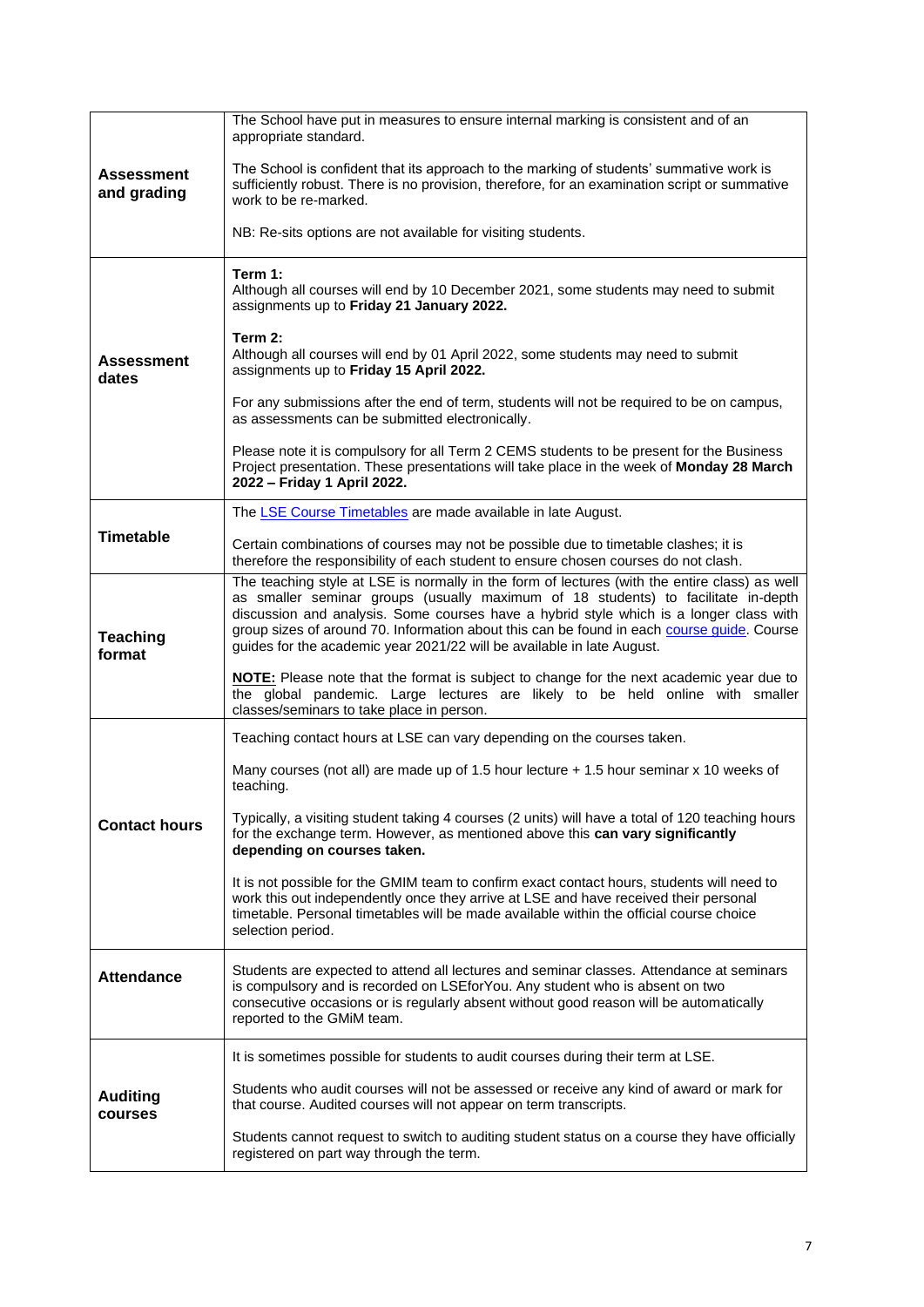| | |
|---|---|
| **Assessment and grading** | The School have put in measures to ensure internal marking is consistent and of an appropriate standard.<br><br>The School is confident that its approach to the marking of students' summative work is sufficiently robust. There is no provision, therefore, for an examination script or summative work to be re-marked.<br><br>NB: Re-sits options are not available for visiting students. |
| **Assessment dates** | **Term 1:**<br>Although all courses will end by 10 December 2021, some students may need to submit assignments up to **Friday 21 January 2022.**<br><br>**Term 2:**<br>Although all courses will end by 01 April 2022, some students may need to submit assignments up to **Friday 15 April 2022.**<br><br>For any submissions after the end of term, students will not be required to be on campus, as assessments can be submitted electronically.<br><br>Please note it is compulsory for all Term 2 CEMS students to be present for the Business Project presentation. These presentations will take place in the week of **Monday 28 March 2022 – Friday 1 April 2022.** |
| **Timetable** | The [LSE Course Timetables]() are made available in late August.<br><br>Certain combinations of courses may not be possible due to timetable clashes; it is therefore the responsibility of each student to ensure chosen courses do not clash. |
| **Teaching format** | The teaching style at LSE is normally in the form of lectures (with the entire class) as well as smaller seminar groups (usually maximum of 18 students) to facilitate in-depth discussion and analysis. Some courses have a hybrid style which is a longer class with group sizes of around 70. Information about this can be found in each [course guide](). Course guides for the academic year 2021/22 will be available in late August.<br><br>**NOTE:** Please note that the format is subject to change for the next academic year due to the global pandemic. Large lectures are likely to be held online with smaller classes/seminars to take place in person. |
| **Contact hours** | Teaching contact hours at LSE can vary depending on the courses taken.<br><br>Many courses (not all) are made up of 1.5 hour lecture + 1.5 hour seminar x 10 weeks of teaching.<br><br>Typically, a visiting student taking 4 courses (2 units) will have a total of 120 teaching hours for the exchange term. However, as mentioned above this **can vary significantly depending on courses taken.**<br><br>It is not possible for the GMIM team to confirm exact contact hours, students will need to work this out independently once they arrive at LSE and have received their personal timetable. Personal timetables will be made available within the official course choice selection period. |
| **Attendance** | Students are expected to attend all lectures and seminar classes. Attendance at seminars is compulsory and is recorded on LSEforYou. Any student who is absent on two consecutive occasions or is regularly absent without good reason will be automatically reported to the GMiM team. |
| **Auditing courses** | It is sometimes possible for students to audit courses during their term at LSE.<br><br>Students who audit courses will not be assessed or receive any kind of award or mark for that course. Audited courses will not appear on term transcripts.<br><br>Students cannot request to switch to auditing student status on a course they have officially registered on part way through the term. |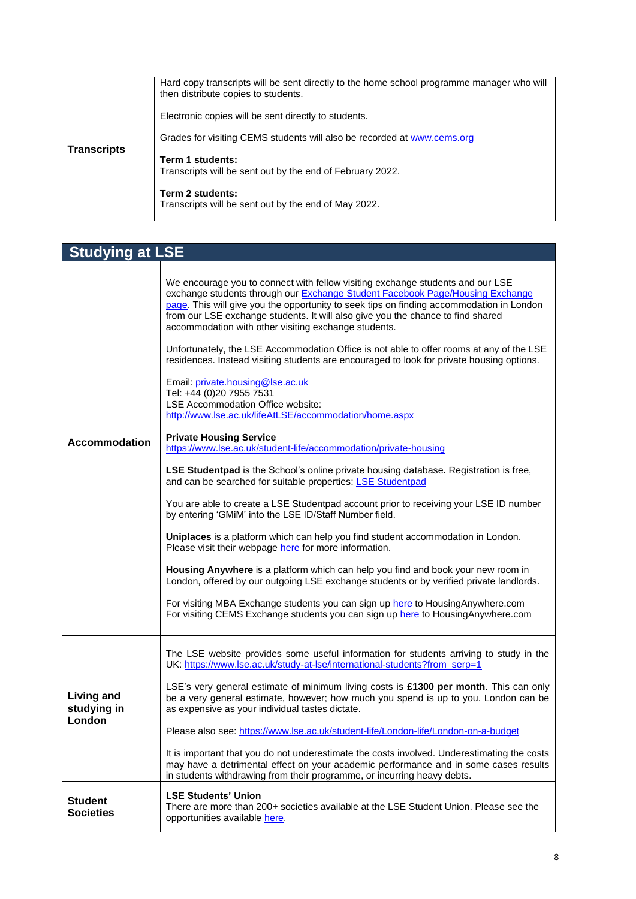| | |
|---|---|
| **Transcripts** | Hard copy transcripts will be sent directly to the home school programme manager who will then distribute copies to students.<br><br>Electronic copies will be sent directly to students.<br><br>Grades for visiting CEMS students will also be recorded at [www.cems.org](www.cems.org)<br><br>**Term 1 students:**<br>Transcripts will be sent out by the end of February 2022.<br><br>**Term 2 students:**<br>Transcripts will be sent out by the end of May 2022. |

## Studying at LSE

| | |
|---|---|
| **Accommodation** | We encourage you to connect with fellow visiting exchange students and our LSE exchange students through our Exchange Student Facebook Page/Housing Exchange page. This will give you the opportunity to seek tips on finding accommodation in London from our LSE exchange students. It will also give you the chance to find shared accommodation with other visiting exchange students.<br><br>Unfortunately, the LSE Accommodation Office is not able to offer rooms at any of the LSE residences. Instead visiting students are encouraged to look for private housing options.<br><br>Email: private.housing@lse.ac.uk<br>Tel: +44 (0)20 7955 7531<br>LSE Accommodation Office website:<br>http://www.lse.ac.uk/lifeAtLSE/accommodation/home.aspx<br><br>**Private Housing Service**<br>https://www.lse.ac.uk/student-life/accommodation/private-housing<br><br>**LSE Studentpad** is the School's online private housing database**.** Registration is free, and can be searched for suitable properties: LSE Studentpad<br><br>You are able to create a LSE Studentpad account prior to receiving your LSE ID number by entering 'GMiM' into the LSE ID/Staff Number field.<br><br>**Uniplaces** is a platform which can help you find student accommodation in London. Please visit their webpage here for more information.<br><br>**Housing Anywhere** is a platform which can help you find and book your new room in London, offered by our outgoing LSE exchange students or by verified private landlords.<br><br>For visiting MBA Exchange students you can sign up here to HousingAnywhere.com<br>For visiting CEMS Exchange students you can sign up here to HousingAnywhere.com |
| **Living and studying in London** | The LSE website provides some useful information for students arriving to study in the UK: https://www.lse.ac.uk/study-at-lse/international-students?from_serp=1<br><br>LSE's very general estimate of minimum living costs is **£1300 per month**. This can only be a very general estimate, however; how much you spend is up to you. London can be as expensive as your individual tastes dictate.<br><br>Please also see: https://www.lse.ac.uk/student-life/London-life/London-on-a-budget<br><br>It is important that you do not underestimate the costs involved. Underestimating the costs may have a detrimental effect on your academic performance and in some cases results in students withdrawing from their programme, or incurring heavy debts. |
| **Student Societies** | **LSE Students' Union**<br>There are more than 200+ societies available at the LSE Student Union. Please see the opportunities available here. |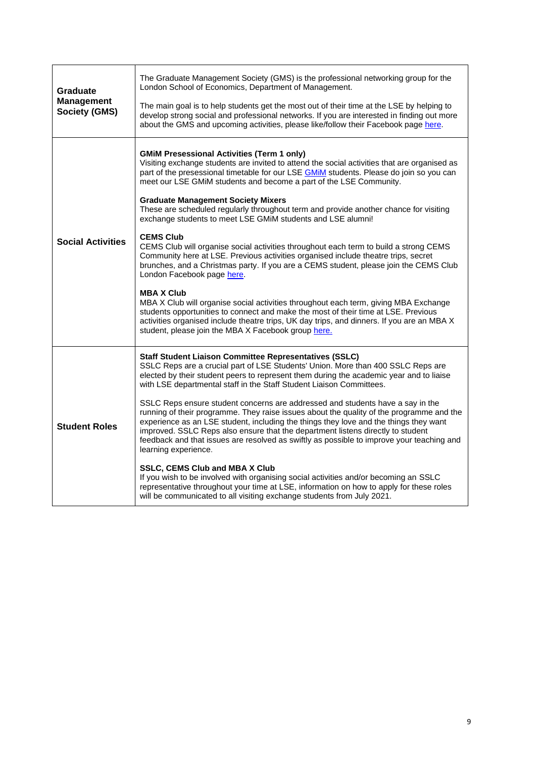| | |
|---|---|
| **Graduate Management Society (GMS)** | The Graduate Management Society (GMS) is the professional networking group for the London School of Economics, Department of Management.<br><br>The main goal is to help students get the most out of their time at the LSE by helping to develop strong social and professional networks. If you are interested in finding out more about the GMS and upcoming activities, please like/follow their Facebook page here. |
| **Social Activities** | **GMiM Presessional Activities (Term 1 only)**<br>Visiting exchange students are invited to attend the social activities that are organised as part of the presessional timetable for our LSE GMiM students. Please do join so you can meet our LSE GMiM students and become a part of the LSE Community.<br><br>**Graduate Management Society Mixers**<br>These are scheduled regularly throughout term and provide another chance for visiting exchange students to meet LSE GMiM students and LSE alumni!<br><br>**CEMS Club**<br>CEMS Club will organise social activities throughout each term to build a strong CEMS Community here at LSE. Previous activities organised include theatre trips, secret brunches, and a Christmas party. If you are a CEMS student, please join the CEMS Club London Facebook page here.<br><br>**MBA X Club**<br>MBA X Club will organise social activities throughout each term, giving MBA Exchange students opportunities to connect and make the most of their time at LSE. Previous activities organised include theatre trips, UK day trips, and dinners. If you are an MBA X student, please join the MBA X Facebook group here. |
| **Student Roles** | **Staff Student Liaison Committee Representatives (SSLC)**<br>SSLC Reps are a crucial part of LSE Students' Union. More than 400 SSLC Reps are elected by their student peers to represent them during the academic year and to liaise with LSE departmental staff in the Staff Student Liaison Committees.<br><br>SSLC Reps ensure student concerns are addressed and students have a say in the running of their programme. They raise issues about the quality of the programme and the experience as an LSE student, including the things they love and the things they want improved. SSLC Reps also ensure that the department listens directly to student feedback and that issues are resolved as swiftly as possible to improve your teaching and learning experience.<br><br>**SSLC, CEMS Club and MBA X Club**<br>If you wish to be involved with organising social activities and/or becoming an SSLC representative throughout your time at LSE, information on how to apply for these roles will be communicated to all visiting exchange students from July 2021. |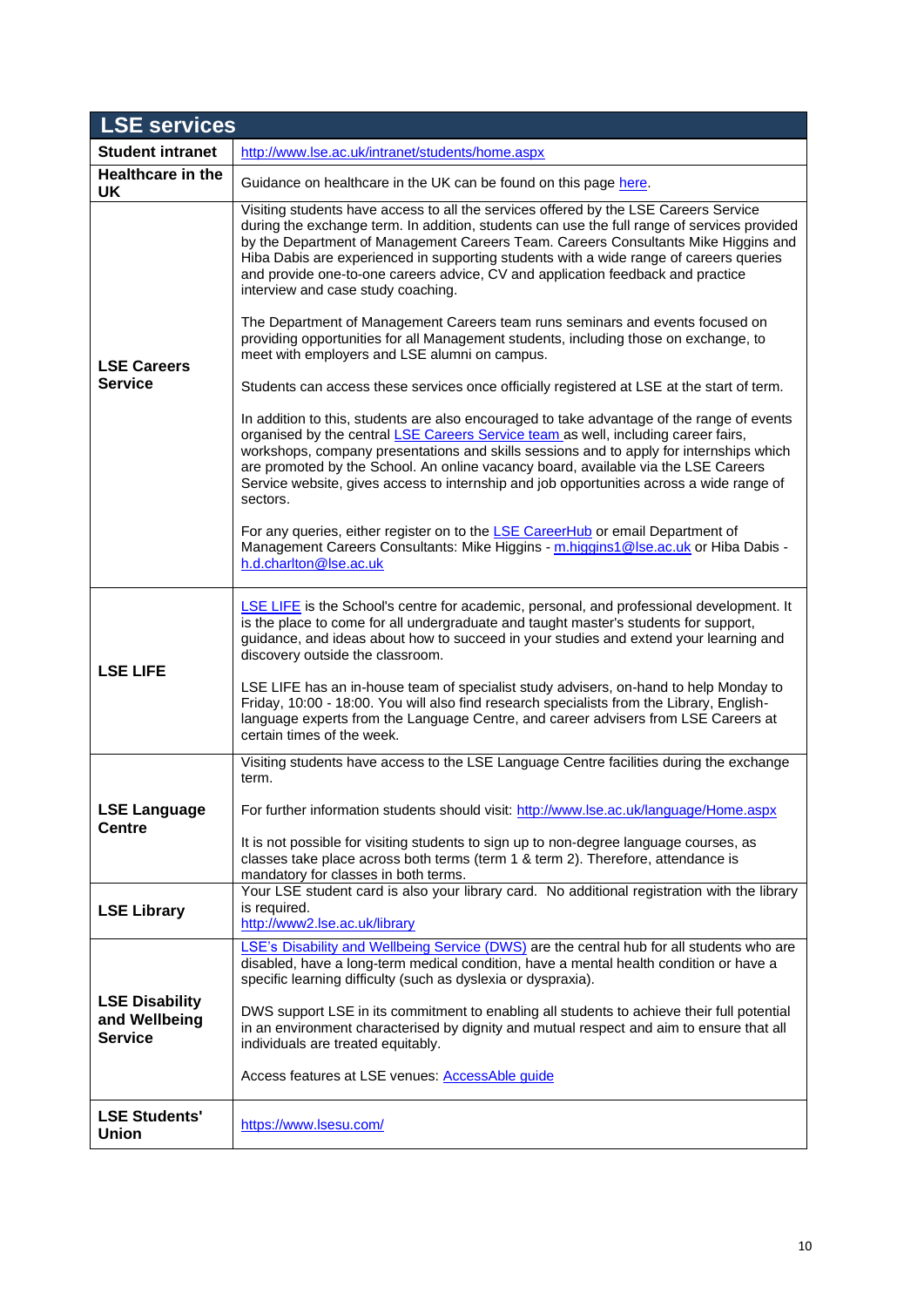| LSE services | |
|---|---|
| **Student intranet** | http://www.lse.ac.uk/intranet/students/home.aspx |
| **Healthcare in the UK** | Guidance on healthcare in the UK can be found on this page here. |
| **LSE Careers Service** | Visiting students have access to all the services offered by the LSE Careers Service during the exchange term. In addition, students can use the full range of services provided by the Department of Management Careers Team. Careers Consultants Mike Higgins and Hiba Dabis are experienced in supporting students with a wide range of careers queries and provide one-to-one careers advice, CV and application feedback and practice interview and case study coaching.<br><br>The Department of Management Careers team runs seminars and events focused on providing opportunities for all Management students, including those on exchange, to meet with employers and LSE alumni on campus.<br><br>Students can access these services once officially registered at LSE at the start of term.<br><br>In addition to this, students are also encouraged to take advantage of the range of events organised by the central LSE Careers Service team as well, including career fairs, workshops, company presentations and skills sessions and to apply for internships which are promoted by the School. An online vacancy board, available via the LSE Careers Service website, gives access to internship and job opportunities across a wide range of sectors.<br><br>For any queries, either register on to the LSE CareerHub or email Department of Management Careers Consultants: Mike Higgins - m.higgins1@lse.ac.uk or Hiba Dabis - h.d.charlton@lse.ac.uk |
| **LSE LIFE** | LSE LIFE is the School's centre for academic, personal, and professional development. It is the place to come for all undergraduate and taught master's students for support, guidance, and ideas about how to succeed in your studies and extend your learning and discovery outside the classroom.<br><br>LSE LIFE has an in-house team of specialist study advisers, on-hand to help Monday to Friday, 10:00 - 18:00. You will also find research specialists from the Library, English-language experts from the Language Centre, and career advisers from LSE Careers at certain times of the week. |
| **LSE Language Centre** | Visiting students have access to the LSE Language Centre facilities during the exchange term.<br><br>For further information students should visit: http://www.lse.ac.uk/language/Home.aspx<br><br>It is not possible for visiting students to sign up to non-degree language courses, as classes take place across both terms (term 1 & term 2). Therefore, attendance is mandatory for classes in both terms. |
| **LSE Library** | Your LSE student card is also your library card. No additional registration with the library is required.<br>http://www2.lse.ac.uk/library |
| **LSE Disability and Wellbeing Service** | LSE's Disability and Wellbeing Service (DWS) are the central hub for all students who are disabled, have a long-term medical condition, have a mental health condition or have a specific learning difficulty (such as dyslexia or dyspraxia).<br><br>DWS support LSE in its commitment to enabling all students to achieve their full potential in an environment characterised by dignity and mutual respect and aim to ensure that all individuals are treated equitably.<br><br>Access features at LSE venues: AccessAble guide |
| **LSE Students' Union** | https://www.lsesu.com/ |